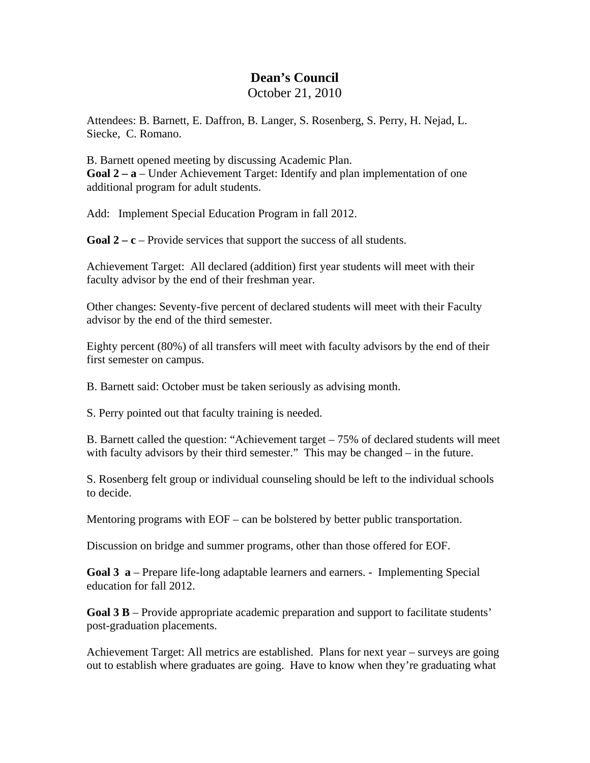# Dean's Council

October 21, 2010

Attendees: B. Barnett, E. Daffron, B. Langer, S. Rosenberg, S. Perry, H. Nejad, L. Siecke, C. Romano.

B. Barnett opened meeting by discussing Academic Plan.
**Goal 2 – a** – Under Achievement Target: Identify and plan implementation of one additional program for adult students.

Add: Implement Special Education Program in fall 2012.

**Goal 2 – c** – Provide services that support the success of all students.

Achievement Target: All declared (addition) first year students will meet with their faculty advisor by the end of their freshman year.

Other changes: Seventy-five percent of declared students will meet with their Faculty advisor by the end of the third semester.

Eighty percent (80%) of all transfers will meet with faculty advisors by the end of their first semester on campus.

B. Barnett said: October must be taken seriously as advising month.

S. Perry pointed out that faculty training is needed.

B. Barnett called the question: "Achievement target – 75% of declared students will meet with faculty advisors by their third semester." This may be changed – in the future.

S. Rosenberg felt group or individual counseling should be left to the individual schools to decide.

Mentoring programs with EOF – can be bolstered by better public transportation.

Discussion on bridge and summer programs, other than those offered for EOF.

**Goal 3 a** – Prepare life-long adaptable learners and earners. - Implementing Special education for fall 2012.

**Goal 3 B** – Provide appropriate academic preparation and support to facilitate students' post-graduation placements.

Achievement Target: All metrics are established. Plans for next year – surveys are going out to establish where graduates are going. Have to know when they're graduating what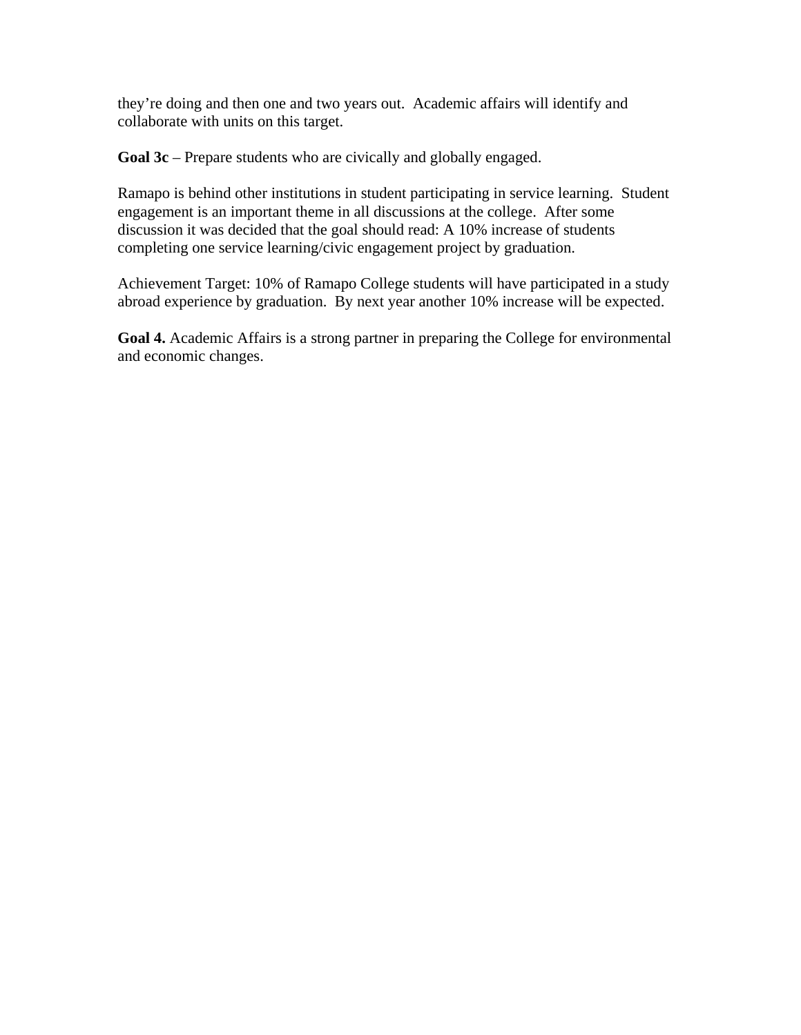they're doing and then one and two years out. Academic affairs will identify and collaborate with units on this target.

**Goal 3c** – Prepare students who are civically and globally engaged.

Ramapo is behind other institutions in student participating in service learning. Student engagement is an important theme in all discussions at the college. After some discussion it was decided that the goal should read: A 10% increase of students completing one service learning/civic engagement project by graduation.

Achievement Target: 10% of Ramapo College students will have participated in a study abroad experience by graduation. By next year another 10% increase will be expected.

**Goal 4.** Academic Affairs is a strong partner in preparing the College for environmental and economic changes.